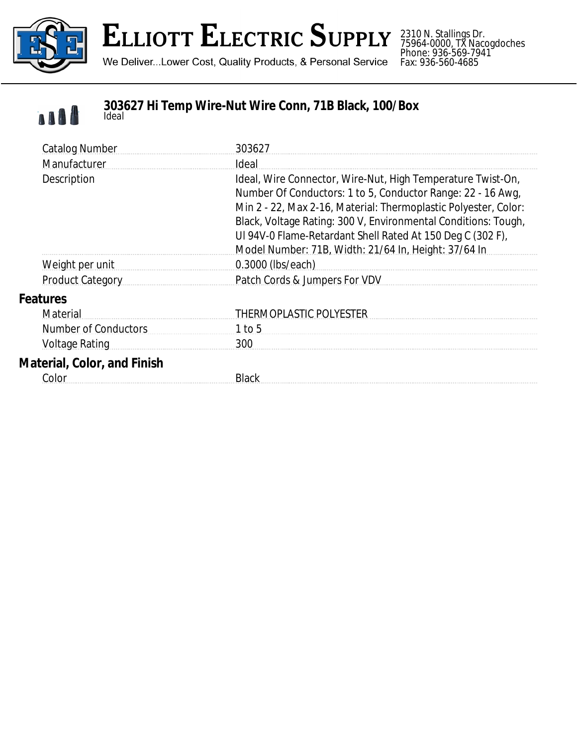# Elliott Electric Supply

We Deliver...Lower Cost, Quality Products, & Personal Service

2310 N. Stallings Dr.
75964-0000, TX Nacogdoches
Phone: 936-569-7941
Fax: 936-560-4685

## 303627 Hi Temp Wire-Nut Wire Conn, 71B Black, 100/Box

Ideal

| | |
|---|---|
| Catalog Number | 303627 |
| Manufacturer | Ideal |
| Description | Ideal, Wire Connector, Wire-Nut, High Temperature Twist-On, Number Of Conductors: 1 to 5, Conductor Range: 22 - 16 Awg, Min 2 - 22, Max 2-16, Material: Thermoplastic Polyester, Color: Black, Voltage Rating: 300 V, Environmental Conditions: Tough, Ul 94V-0 Flame-Retardant Shell Rated At 150 Deg C (302 F), Model Number: 71B, Width: 21/64 In, Height: 37/64 In |
| Weight per unit | 0.3000 (lbs/each) |
| Product Category | Patch Cords & Jumpers For VDV |

### Features

| | |
|---|---|
| Material | THERMOPLASTIC POLYESTER |
| Number of Conductors | 1 to 5 |
| Voltage Rating | 300 |

### Material, Color, and Finish

| | |
|---|---|
| Color | Black |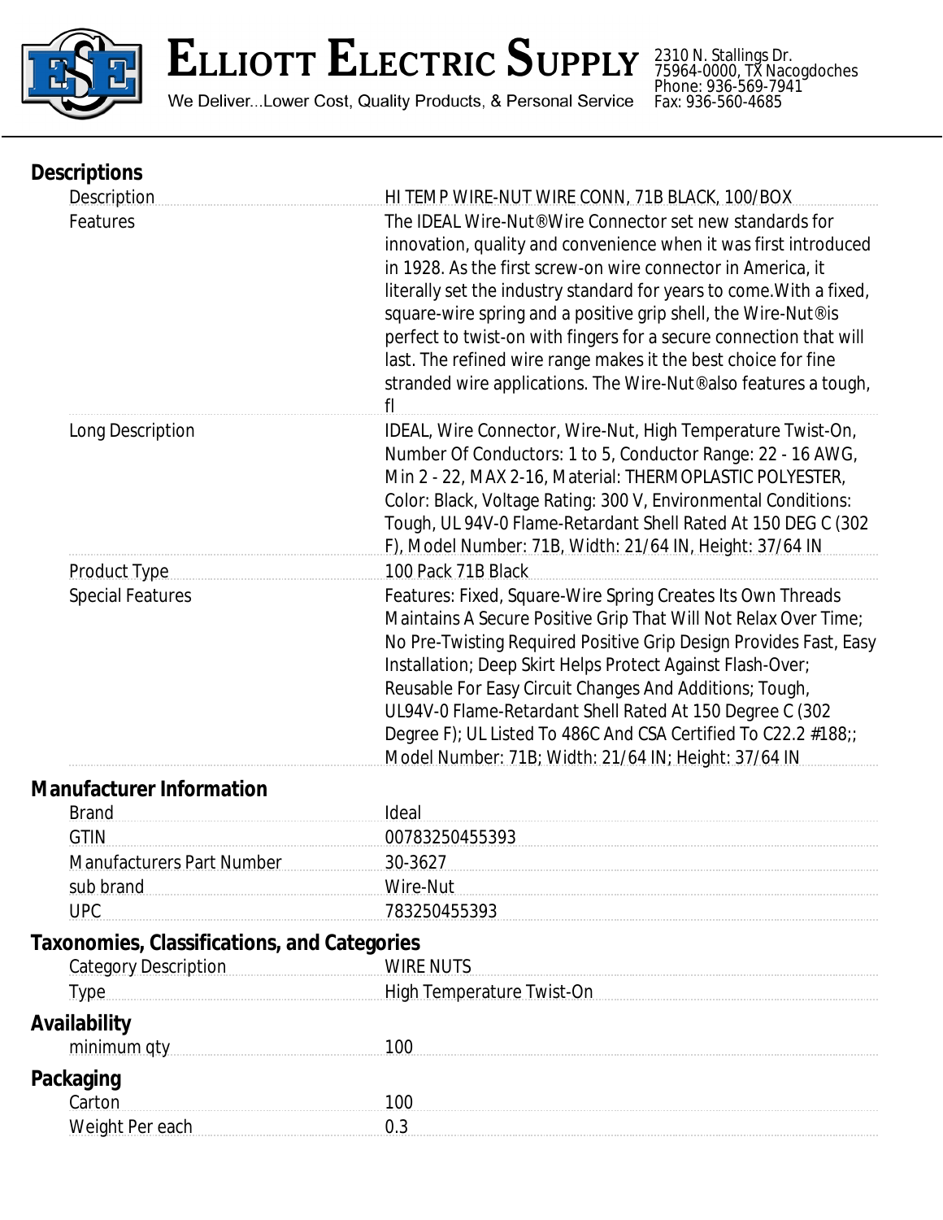# ELLIOTT ELECTRIC SUPPLY

We Deliver...Lower Cost, Quality Products, & Personal Service

2310 N. Stallings Dr.
75964-0000, TX Nacogdoches
Phone: 936-569-7941
Fax: 936-560-4685

## Descriptions

| | |
|---|---|
| Description | HI TEMP WIRE-NUT WIRE CONN, 71B BLACK, 100/BOX |
| Features | The IDEAL Wire-Nut®Wire Connector set new standards for innovation, quality and convenience when it was first introduced in 1928. As the first screw-on wire connector in America, it literally set the industry standard for years to come.With a fixed, square-wire spring and a positive grip shell, the Wire-Nut®is perfect to twist-on with fingers for a secure connection that will last. The refined wire range makes it the best choice for fine stranded wire applications. The Wire-Nut®also features a tough, fl |
| Long Description | IDEAL, Wire Connector, Wire-Nut, High Temperature Twist-On, Number Of Conductors: 1 to 5, Conductor Range: 22 - 16 AWG, Min 2 - 22, MAX 2-16, Material: THERMOPLASTIC POLYESTER, Color: Black, Voltage Rating: 300 V, Environmental Conditions: Tough, UL 94V-0 Flame-Retardant Shell Rated At 150 DEG C (302 F), Model Number: 71B, Width: 21/64 IN, Height: 37/64 IN |
| Product Type | 100 Pack 71B Black |
| Special Features | Features: Fixed, Square-Wire Spring Creates Its Own Threads Maintains A Secure Positive Grip That Will Not Relax Over Time; No Pre-Twisting Required Positive Grip Design Provides Fast, Easy Installation; Deep Skirt Helps Protect Against Flash-Over; Reusable For Easy Circuit Changes And Additions; Tough, UL94V-0 Flame-Retardant Shell Rated At 150 Degree C (302 Degree F); UL Listed To 486C And CSA Certified To C22.2 #188;; Model Number: 71B; Width: 21/64 IN; Height: 37/64 IN |

## Manufacturer Information

| | |
|---|---|
| Brand | Ideal |
| GTIN | 00783250455393 |
| Manufacturers Part Number | 30-3627 |
| sub brand | Wire-Nut |
| UPC | 783250455393 |

## Taxonomies, Classifications, and Categories

| | |
|---|---|
| Category Description | WIRE NUTS |
| Type | High Temperature Twist-On |

## Availability

| | |
|---|---|
| minimum qty | 100 |

## Packaging

| | |
|---|---|
| Carton | 100 |
| Weight Per each | 0.3 |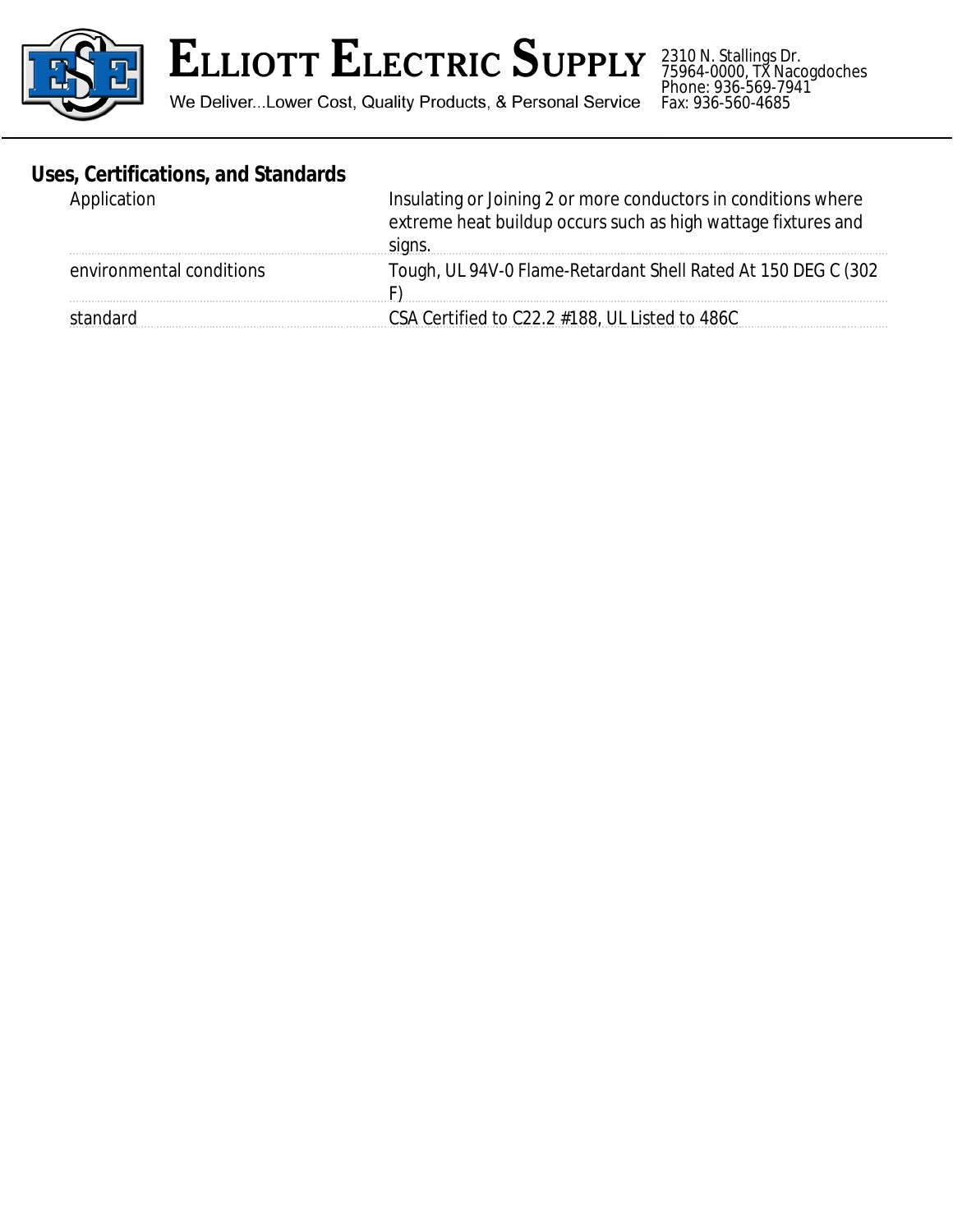## Uses, Certifications, and Standards

| | |
|---|---|
| Application | Insulating or Joining 2 or more conductors in conditions where extreme heat buildup occurs such as high wattage fixtures and signs. |
| environmental conditions | Tough, UL 94V-0 Flame-Retardant Shell Rated At 150 DEG C (302 F) |
| standard | CSA Certified to C22.2 #188, UL Listed to 486C |